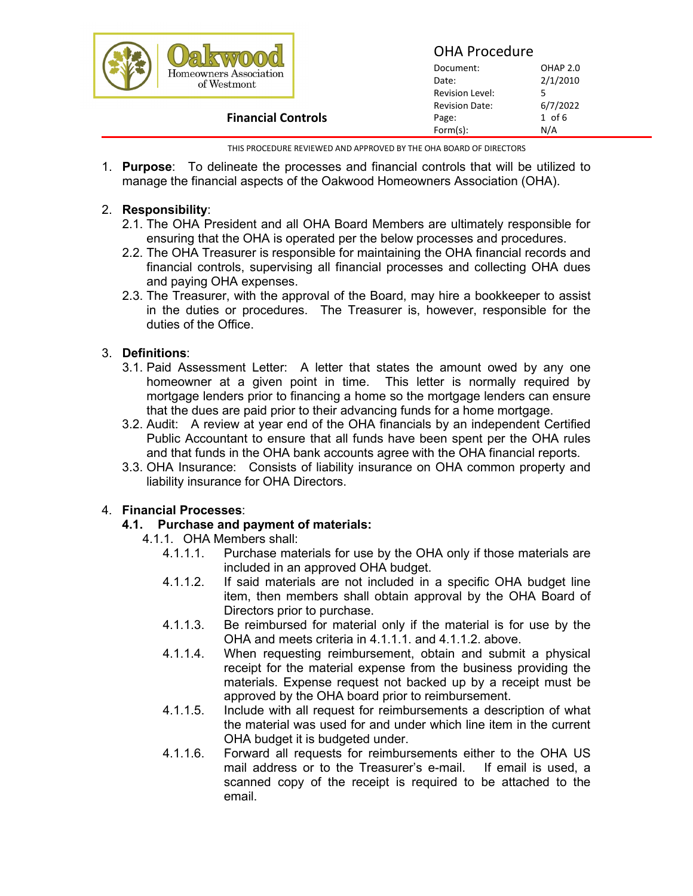Oakwood Homeowners Association of Westmont

# OHA Procedure

**Financial Controls**

| | |
|---|---|
| Document: | OHAP 2.0 |
| Date: | 2/1/2010 |
| Revision Level: | 5 |
| Revision Date: | 6/7/2022 |
| Page: | 1 of 6 |
| Form(s): | N/A |

THIS PROCEDURE REVIEWED AND APPROVED BY THE OHA BOARD OF DIRECTORS

1. **Purpose**: To delineate the processes and financial controls that will be utilized to manage the financial aspects of the Oakwood Homeowners Association (OHA).

2. **Responsibility**:
   - 2.1. The OHA President and all OHA Board Members are ultimately responsible for ensuring that the OHA is operated per the below processes and procedures.
   - 2.2. The OHA Treasurer is responsible for maintaining the OHA financial records and financial controls, supervising all financial processes and collecting OHA dues and paying OHA expenses.
   - 2.3. The Treasurer, with the approval of the Board, may hire a bookkeeper to assist in the duties or procedures. The Treasurer is, however, responsible for the duties of the Office.

3. **Definitions**:
   - 3.1. Paid Assessment Letter: A letter that states the amount owed by any one homeowner at a given point in time. This letter is normally required by mortgage lenders prior to financing a home so the mortgage lenders can ensure that the dues are paid prior to their advancing funds for a home mortgage.
   - 3.2. Audit: A review at year end of the OHA financials by an independent Certified Public Accountant to ensure that all funds have been spent per the OHA rules and that funds in the OHA bank accounts agree with the OHA financial reports.
   - 3.3. OHA Insurance: Consists of liability insurance on OHA common property and liability insurance for OHA Directors.

4. **Financial Processes**:
   - **4.1. Purchase and payment of materials:**
     - 4.1.1. OHA Members shall:
       - 4.1.1.1. Purchase materials for use by the OHA only if those materials are included in an approved OHA budget.
       - 4.1.1.2. If said materials are not included in a specific OHA budget line item, then members shall obtain approval by the OHA Board of Directors prior to purchase.
       - 4.1.1.3. Be reimbursed for material only if the material is for use by the OHA and meets criteria in 4.1.1.1. and 4.1.1.2. above.
       - 4.1.1.4. When requesting reimbursement, obtain and submit a physical receipt for the material expense from the business providing the materials. Expense request not backed up by a receipt must be approved by the OHA board prior to reimbursement.
       - 4.1.1.5. Include with all request for reimbursements a description of what the material was used for and under which line item in the current OHA budget it is budgeted under.
       - 4.1.1.6. Forward all requests for reimbursements either to the OHA US mail address or to the Treasurer's e-mail. If email is used, a scanned copy of the receipt is required to be attached to the email.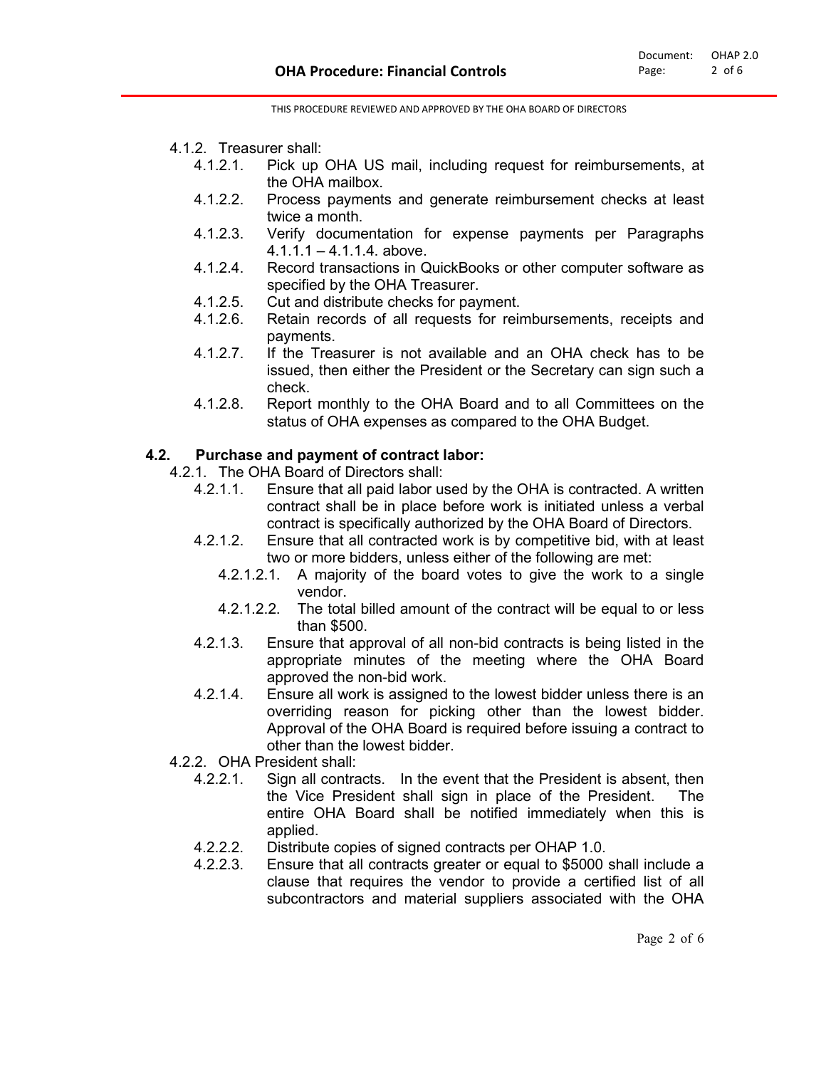- 4.1.2. Treasurer shall:
  - 4.1.2.1. Pick up OHA US mail, including request for reimbursements, at the OHA mailbox.
  - 4.1.2.2. Process payments and generate reimbursement checks at least twice a month.
  - 4.1.2.3. Verify documentation for expense payments per Paragraphs 4.1.1.1 – 4.1.1.4. above.
  - 4.1.2.4. Record transactions in QuickBooks or other computer software as specified by the OHA Treasurer.
  - 4.1.2.5. Cut and distribute checks for payment.
  - 4.1.2.6. Retain records of all requests for reimbursements, receipts and payments.
  - 4.1.2.7. If the Treasurer is not available and an OHA check has to be issued, then either the President or the Secretary can sign such a check.
  - 4.1.2.8. Report monthly to the OHA Board and to all Committees on the status of OHA expenses as compared to the OHA Budget.

### 4.2. Purchase and payment of contract labor:

- 4.2.1. The OHA Board of Directors shall:
  - 4.2.1.1. Ensure that all paid labor used by the OHA is contracted. A written contract shall be in place before work is initiated unless a verbal contract is specifically authorized by the OHA Board of Directors.
  - 4.2.1.2. Ensure that all contracted work is by competitive bid, with at least two or more bidders, unless either of the following are met:
    - 4.2.1.2.1. A majority of the board votes to give the work to a single vendor.
    - 4.2.1.2.2. The total billed amount of the contract will be equal to or less than $500.
  - 4.2.1.3. Ensure that approval of all non-bid contracts is being listed in the appropriate minutes of the meeting where the OHA Board approved the non-bid work.
  - 4.2.1.4. Ensure all work is assigned to the lowest bidder unless there is an overriding reason for picking other than the lowest bidder. Approval of the OHA Board is required before issuing a contract to other than the lowest bidder.
- 4.2.2. OHA President shall:
  - 4.2.2.1. Sign all contracts. In the event that the President is absent, then the Vice President shall sign in place of the President. The entire OHA Board shall be notified immediately when this is applied.
  - 4.2.2.2. Distribute copies of signed contracts per OHAP 1.0.
  - 4.2.2.3. Ensure that all contracts greater or equal to $5000 shall include a clause that requires the vendor to provide a certified list of all subcontractors and material suppliers associated with the OHA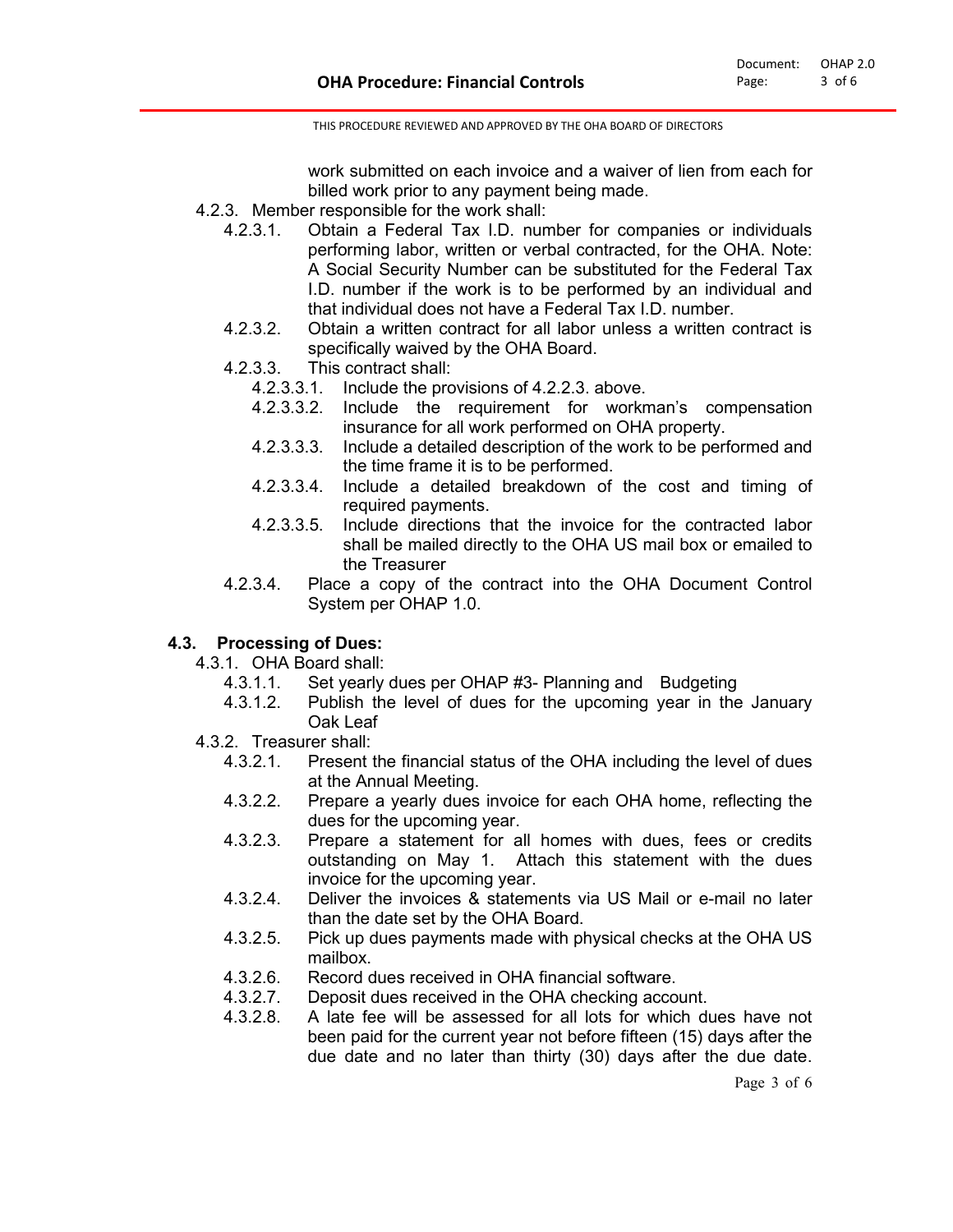work submitted on each invoice and a waiver of lien from each for billed work prior to any payment being made.

- 4.2.3. Member responsible for the work shall:
  - 4.2.3.1. Obtain a Federal Tax I.D. number for companies or individuals performing labor, written or verbal contracted, for the OHA. Note: A Social Security Number can be substituted for the Federal Tax I.D. number if the work is to be performed by an individual and that individual does not have a Federal Tax I.D. number.
  - 4.2.3.2. Obtain a written contract for all labor unless a written contract is specifically waived by the OHA Board.
  - 4.2.3.3. This contract shall:
    - 4.2.3.3.1. Include the provisions of 4.2.2.3. above.
    - 4.2.3.3.2. Include the requirement for workman's compensation insurance for all work performed on OHA property.
    - 4.2.3.3.3. Include a detailed description of the work to be performed and the time frame it is to be performed.
    - 4.2.3.3.4. Include a detailed breakdown of the cost and timing of required payments.
    - 4.2.3.3.5. Include directions that the invoice for the contracted labor shall be mailed directly to the OHA US mail box or emailed to the Treasurer
  - 4.2.3.4. Place a copy of the contract into the OHA Document Control System per OHAP 1.0.

### 4.3. Processing of Dues:

- 4.3.1. OHA Board shall:
  - 4.3.1.1. Set yearly dues per OHAP #3- Planning and Budgeting
  - 4.3.1.2. Publish the level of dues for the upcoming year in the January Oak Leaf
- 4.3.2. Treasurer shall:
  - 4.3.2.1. Present the financial status of the OHA including the level of dues at the Annual Meeting.
  - 4.3.2.2. Prepare a yearly dues invoice for each OHA home, reflecting the dues for the upcoming year.
  - 4.3.2.3. Prepare a statement for all homes with dues, fees or credits outstanding on May 1. Attach this statement with the dues invoice for the upcoming year.
  - 4.3.2.4. Deliver the invoices & statements via US Mail or e-mail no later than the date set by the OHA Board.
  - 4.3.2.5. Pick up dues payments made with physical checks at the OHA US mailbox.
  - 4.3.2.6. Record dues received in OHA financial software.
  - 4.3.2.7. Deposit dues received in the OHA checking account.
  - 4.3.2.8. A late fee will be assessed for all lots for which dues have not been paid for the current year not before fifteen (15) days after the due date and no later than thirty (30) days after the due date.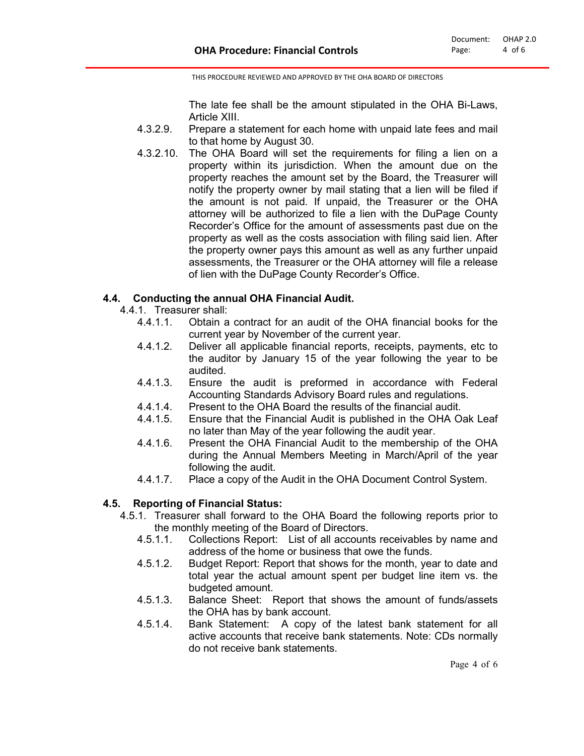The late fee shall be the amount stipulated in the OHA Bi-Laws, Article XIII.

4.3.2.9. Prepare a statement for each home with unpaid late fees and mail to that home by August 30.

4.3.2.10. The OHA Board will set the requirements for filing a lien on a property within its jurisdiction. When the amount due on the property reaches the amount set by the Board, the Treasurer will notify the property owner by mail stating that a lien will be filed if the amount is not paid. If unpaid, the Treasurer or the OHA attorney will be authorized to file a lien with the DuPage County Recorder's Office for the amount of assessments past due on the property as well as the costs association with filing said lien. After the property owner pays this amount as well as any further unpaid assessments, the Treasurer or the OHA attorney will file a release of lien with the DuPage County Recorder's Office.

### 4.4. Conducting the annual OHA Financial Audit.

4.4.1. Treasurer shall:

4.4.1.1. Obtain a contract for an audit of the OHA financial books for the current year by November of the current year.

4.4.1.2. Deliver all applicable financial reports, receipts, payments, etc to the auditor by January 15 of the year following the year to be audited.

4.4.1.3. Ensure the audit is preformed in accordance with Federal Accounting Standards Advisory Board rules and regulations.

4.4.1.4. Present to the OHA Board the results of the financial audit.

4.4.1.5. Ensure that the Financial Audit is published in the OHA Oak Leaf no later than May of the year following the audit year.

4.4.1.6. Present the OHA Financial Audit to the membership of the OHA during the Annual Members Meeting in March/April of the year following the audit.

4.4.1.7. Place a copy of the Audit in the OHA Document Control System.

### 4.5. Reporting of Financial Status:

4.5.1. Treasurer shall forward to the OHA Board the following reports prior to the monthly meeting of the Board of Directors.

4.5.1.1. Collections Report: List of all accounts receivables by name and address of the home or business that owe the funds.

4.5.1.2. Budget Report: Report that shows for the month, year to date and total year the actual amount spent per budget line item vs. the budgeted amount.

4.5.1.3. Balance Sheet: Report that shows the amount of funds/assets the OHA has by bank account.

4.5.1.4. Bank Statement: A copy of the latest bank statement for all active accounts that receive bank statements. Note: CDs normally do not receive bank statements.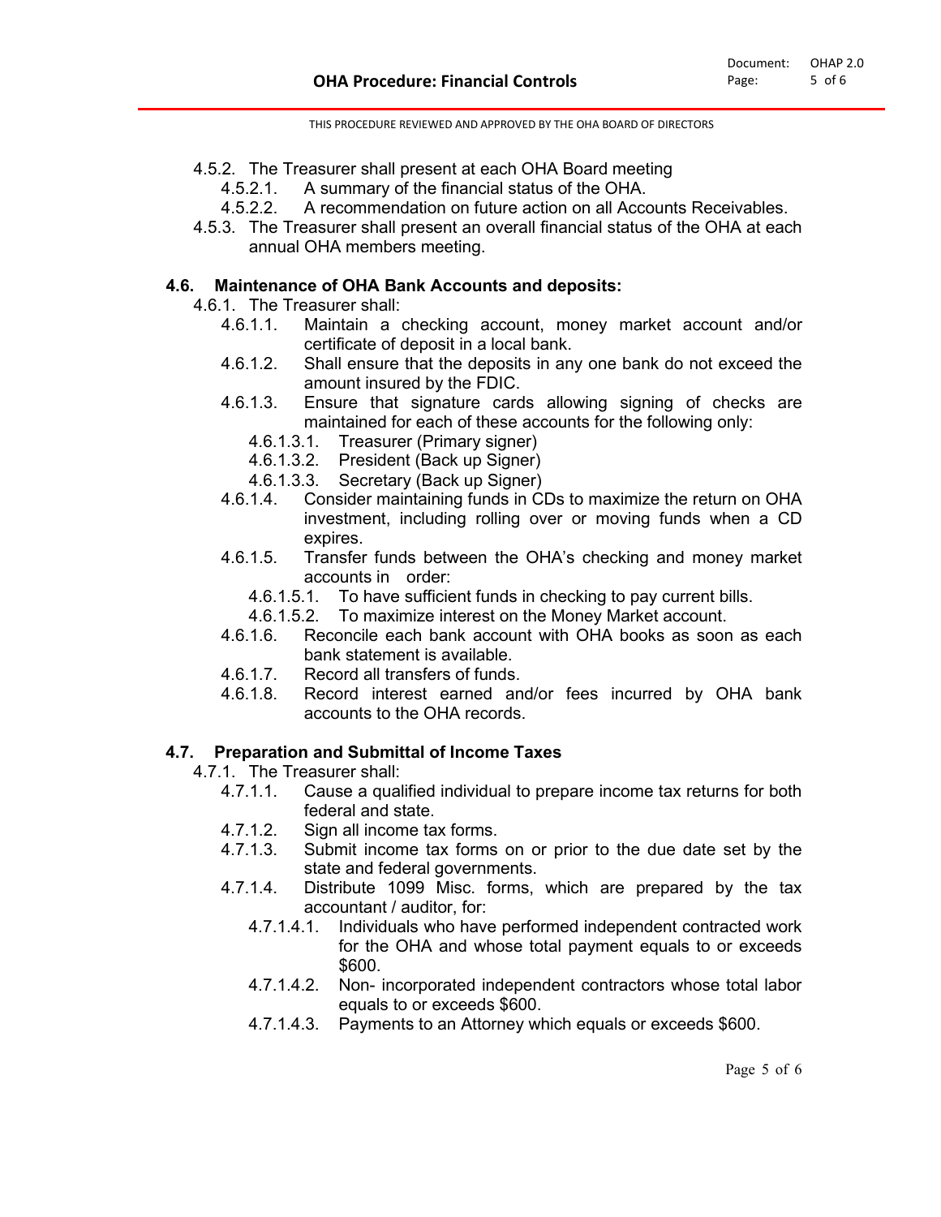4.5.2. The Treasurer shall present at each OHA Board meeting

4.5.2.1. A summary of the financial status of the OHA.

4.5.2.2. A recommendation on future action on all Accounts Receivables.

4.5.3. The Treasurer shall present an overall financial status of the OHA at each annual OHA members meeting.

## 4.6. Maintenance of OHA Bank Accounts and deposits:

4.6.1. The Treasurer shall:

4.6.1.1. Maintain a checking account, money market account and/or certificate of deposit in a local bank.

4.6.1.2. Shall ensure that the deposits in any one bank do not exceed the amount insured by the FDIC.

4.6.1.3. Ensure that signature cards allowing signing of checks are maintained for each of these accounts for the following only:

4.6.1.3.1. Treasurer (Primary signer)

4.6.1.3.2. President (Back up Signer)

4.6.1.3.3. Secretary (Back up Signer)

4.6.1.4. Consider maintaining funds in CDs to maximize the return on OHA investment, including rolling over or moving funds when a CD expires.

4.6.1.5. Transfer funds between the OHA's checking and money market accounts in order:

4.6.1.5.1. To have sufficient funds in checking to pay current bills.

4.6.1.5.2. To maximize interest on the Money Market account.

4.6.1.6. Reconcile each bank account with OHA books as soon as each bank statement is available.

4.6.1.7. Record all transfers of funds.

4.6.1.8. Record interest earned and/or fees incurred by OHA bank accounts to the OHA records.

## 4.7. Preparation and Submittal of Income Taxes

4.7.1. The Treasurer shall:

4.7.1.1. Cause a qualified individual to prepare income tax returns for both federal and state.

4.7.1.2. Sign all income tax forms.

4.7.1.3. Submit income tax forms on or prior to the due date set by the state and federal governments.

4.7.1.4. Distribute 1099 Misc. forms, which are prepared by the tax accountant / auditor, for:

4.7.1.4.1. Individuals who have performed independent contracted work for the OHA and whose total payment equals to or exceeds $600.

4.7.1.4.2. Non- incorporated independent contractors whose total labor equals to or exceeds $600.

4.7.1.4.3. Payments to an Attorney which equals or exceeds $600.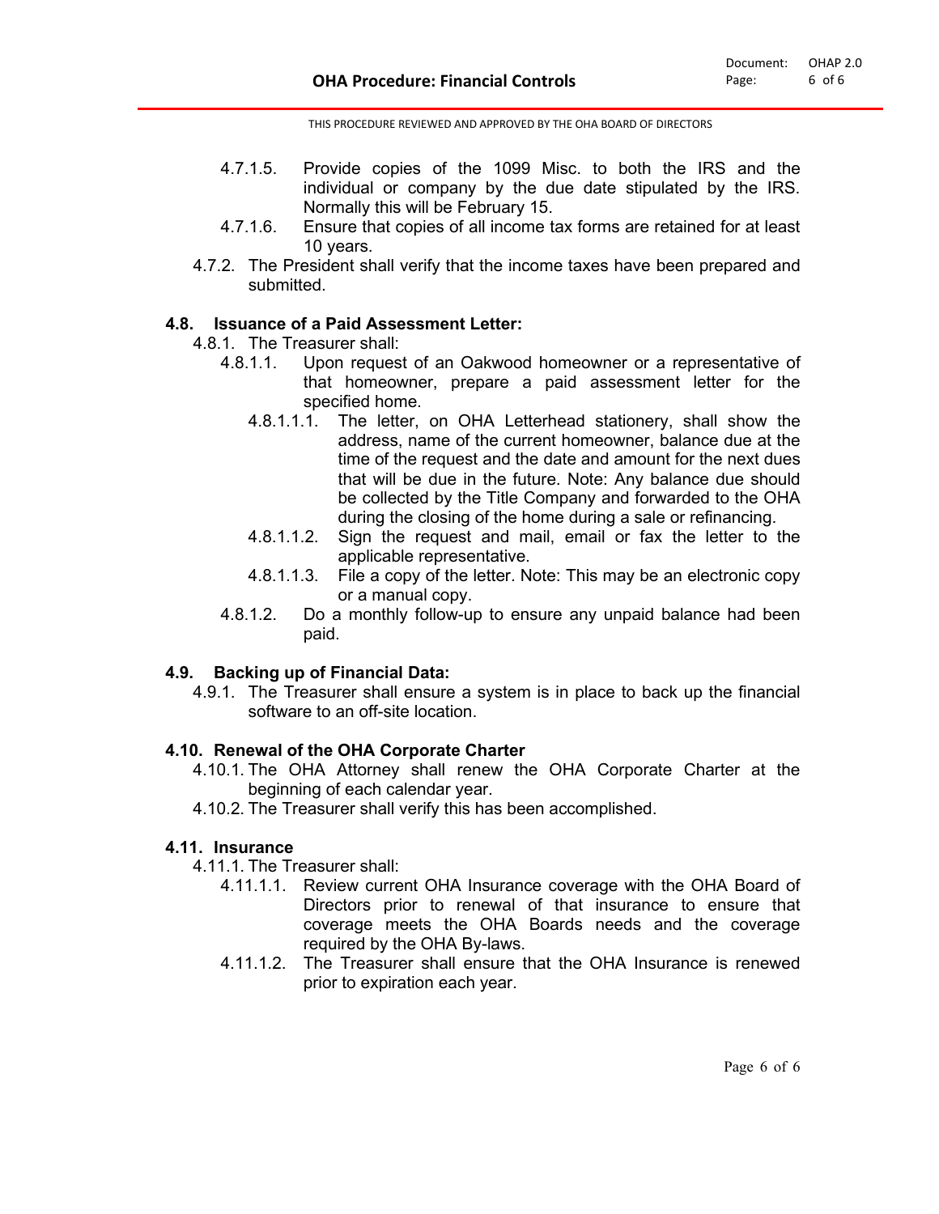4.7.1.5. Provide copies of the 1099 Misc. to both the IRS and the individual or company by the due date stipulated by the IRS. Normally this will be February 15.

4.7.1.6. Ensure that copies of all income tax forms are retained for at least 10 years.

4.7.2. The President shall verify that the income taxes have been prepared and submitted.

### 4.8. Issuance of a Paid Assessment Letter:

4.8.1. The Treasurer shall:

4.8.1.1. Upon request of an Oakwood homeowner or a representative of that homeowner, prepare a paid assessment letter for the specified home.

4.8.1.1.1. The letter, on OHA Letterhead stationery, shall show the address, name of the current homeowner, balance due at the time of the request and the date and amount for the next dues that will be due in the future. Note: Any balance due should be collected by the Title Company and forwarded to the OHA during the closing of the home during a sale or refinancing.

4.8.1.1.2. Sign the request and mail, email or fax the letter to the applicable representative.

4.8.1.1.3. File a copy of the letter. Note: This may be an electronic copy or a manual copy.

4.8.1.2. Do a monthly follow-up to ensure any unpaid balance had been paid.

### 4.9. Backing up of Financial Data:

4.9.1. The Treasurer shall ensure a system is in place to back up the financial software to an off-site location.

### 4.10. Renewal of the OHA Corporate Charter

4.10.1. The OHA Attorney shall renew the OHA Corporate Charter at the beginning of each calendar year.

4.10.2. The Treasurer shall verify this has been accomplished.

### 4.11. Insurance

4.11.1. The Treasurer shall:

4.11.1.1. Review current OHA Insurance coverage with the OHA Board of Directors prior to renewal of that insurance to ensure that coverage meets the OHA Boards needs and the coverage required by the OHA By-laws.

4.11.1.2. The Treasurer shall ensure that the OHA Insurance is renewed prior to expiration each year.